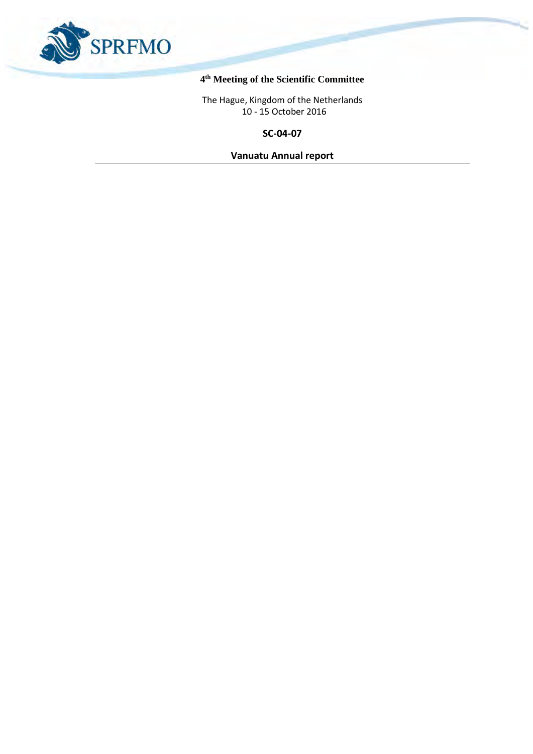SPRFMO

# 4th Meeting of the Scientific Committee

The Hague, Kingdom of the Netherlands
10 - 15 October 2016

**SC-04-07**

## Vanuatu Annual report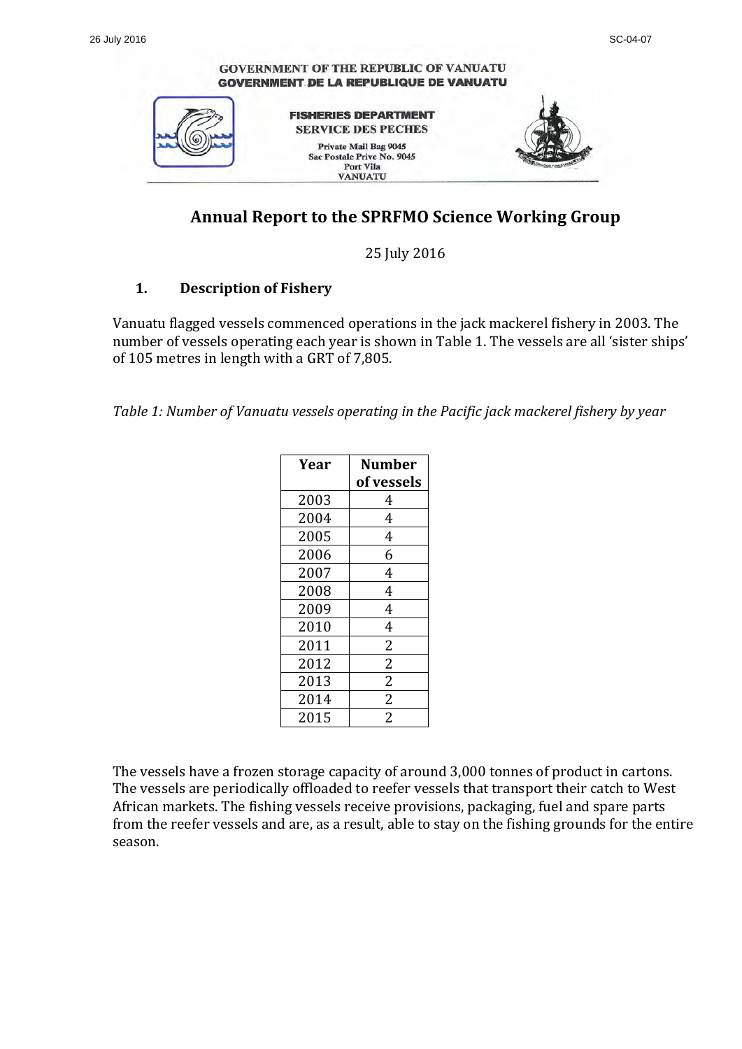GOVERNMENT OF THE REPUBLIC OF VANUATU
GOVERNMENT DE LA REPUBLIQUE DE VANUATU

FISHERIES DEPARTMENT
SERVICE DES PECHES
Private Mail Bag 9045
Sac Postale Prive No. 9045
Port Vila
VANUATU

# Annual Report to the SPRFMO Science Working Group

25 July 2016

## 1. Description of Fishery

Vanuatu flagged vessels commenced operations in the jack mackerel fishery in 2003. The number of vessels operating each year is shown in Table 1. The vessels are all 'sister ships' of 105 metres in length with a GRT of 7,805.

*Table 1: Number of Vanuatu vessels operating in the Pacific jack mackerel fishery by year*

| Year | Number of vessels |
|---|---|
| 2003 | 4 |
| 2004 | 4 |
| 2005 | 4 |
| 2006 | 6 |
| 2007 | 4 |
| 2008 | 4 |
| 2009 | 4 |
| 2010 | 4 |
| 2011 | 2 |
| 2012 | 2 |
| 2013 | 2 |
| 2014 | 2 |
| 2015 | 2 |

The vessels have a frozen storage capacity of around 3,000 tonnes of product in cartons. The vessels are periodically offloaded to reefer vessels that transport their catch to West African markets. The fishing vessels receive provisions, packaging, fuel and spare parts from the reefer vessels and are, as a result, able to stay on the fishing grounds for the entire season.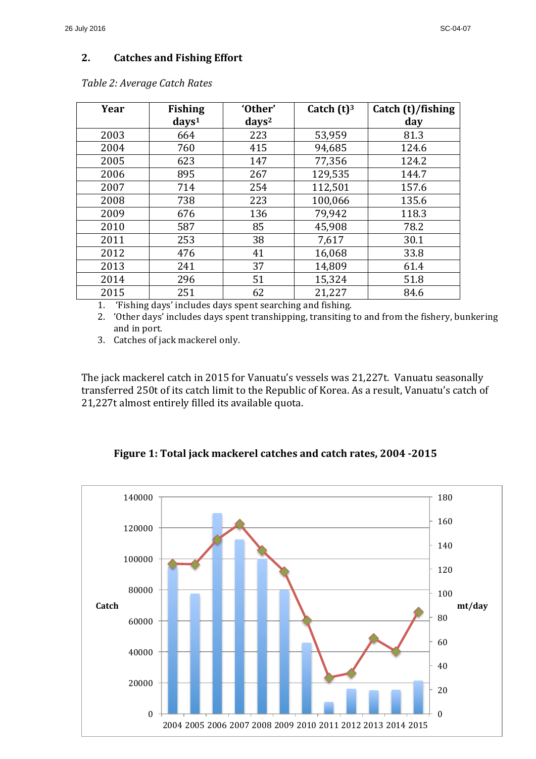## 2. Catches and Fishing Effort

*Table 2: Average Catch Rates*

| Year | Fishing days[1] | 'Other' days[2] | Catch (t)[3] | Catch (t)/fishing day |
|---|---|---|---|---|
| 2003 | 664 | 223 | 53,959 | 81.3 |
| 2004 | 760 | 415 | 94,685 | 124.6 |
| 2005 | 623 | 147 | 77,356 | 124.2 |
| 2006 | 895 | 267 | 129,535 | 144.7 |
| 2007 | 714 | 254 | 112,501 | 157.6 |
| 2008 | 738 | 223 | 100,066 | 135.6 |
| 2009 | 676 | 136 | 79,942 | 118.3 |
| 2010 | 587 | 85 | 45,908 | 78.2 |
| 2011 | 253 | 38 | 7,617 | 30.1 |
| 2012 | 476 | 41 | 16,068 | 33.8 |
| 2013 | 241 | 37 | 14,809 | 61.4 |
| 2014 | 296 | 51 | 15,324 | 51.8 |
| 2015 | 251 | 62 | 21,227 | 84.6 |

1. 'Fishing days' includes days spent searching and fishing.
2. 'Other days' includes days spent transhipping, transiting to and from the fishery, bunkering and in port.
3. Catches of jack mackerel only.

The jack mackerel catch in 2015 for Vanuatu's vessels was 21,227t. Vanuatu seasonally transferred 250t of its catch limit to the Republic of Korea. As a result, Vanuatu's catch of 21,227t almost entirely filled its available quota.

**Figure 1: Total jack mackerel catches and catch rates, 2004 -2015**

Catch

0
20000
40000
60000
80000
100000
120000
140000

mt/day

0
20
40
60
80
100
120
140
160
180

2004 2005 2006 2007 2008 2009 2010 2011 2012 2013 2014 2015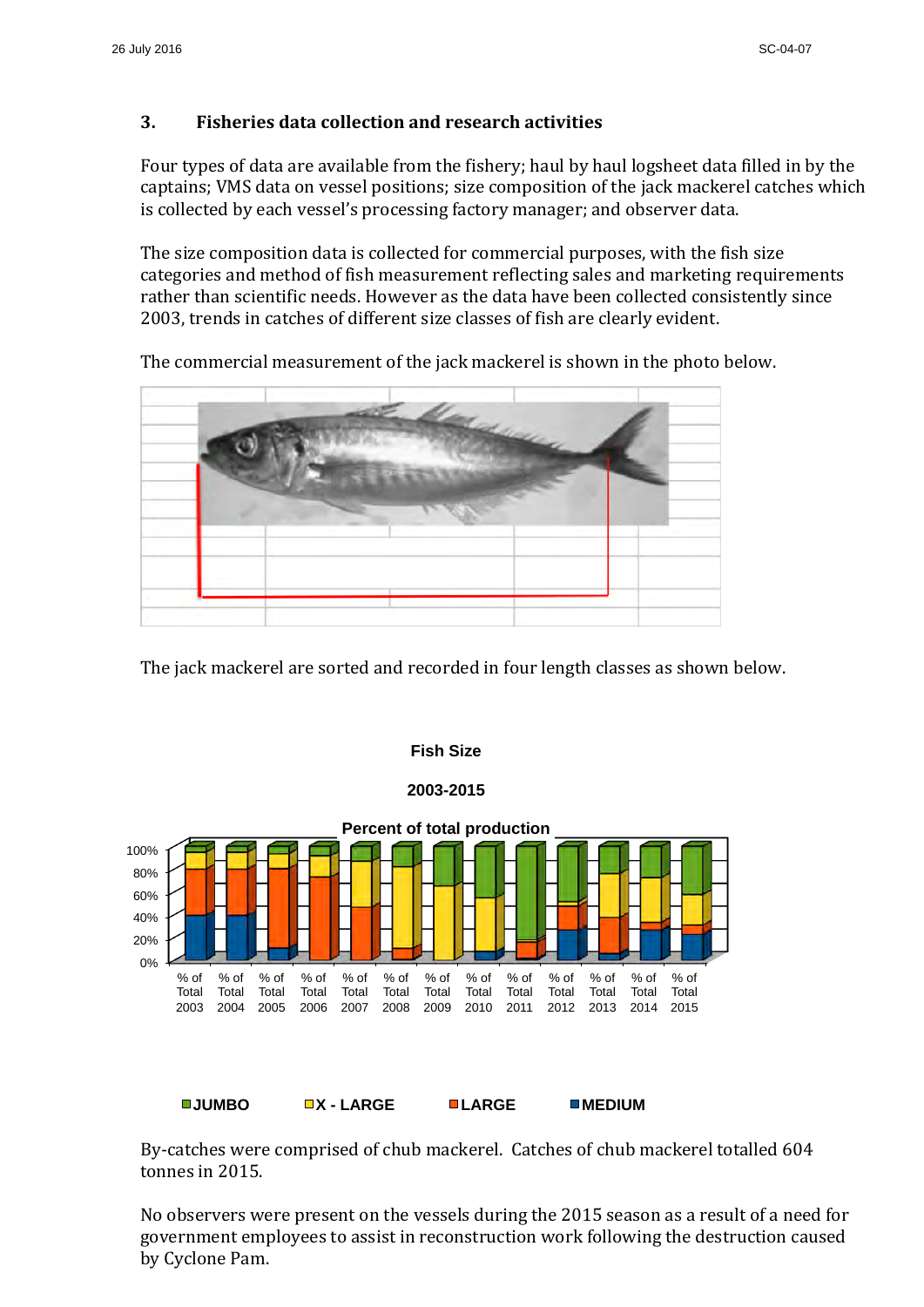## 3. Fisheries data collection and research activities

Four types of data are available from the fishery; haul by haul logsheet data filled in by the captains; VMS data on vessel positions; size composition of the jack mackerel catches which is collected by each vessel's processing factory manager; and observer data.

The size composition data is collected for commercial purposes, with the fish size categories and method of fish measurement reflecting sales and marketing requirements rather than scientific needs. However as the data have been collected consistently since 2003, trends in catches of different size classes of fish are clearly evident.

The commercial measurement of the jack mackerel is shown in the photo below.

The jack mackerel are sorted and recorded in four length classes as shown below.

**Fish Size**

**2003-2015**

Percent of total production

100%
80%
60%
40%
20%
0%

% of Total 2003
% of Total 2004
% of Total 2005
% of Total 2006
% of Total 2007
% of Total 2008
% of Total 2009
% of Total 2010
% of Total 2011
% of Total 2012
% of Total 2013
% of Total 2014
% of Total 2015

JUMBO
X - LARGE
LARGE
MEDIUM

By-catches were comprised of chub mackerel. Catches of chub mackerel totalled 604 tonnes in 2015.

No observers were present on the vessels during the 2015 season as a result of a need for government employees to assist in reconstruction work following the destruction caused by Cyclone Pam.